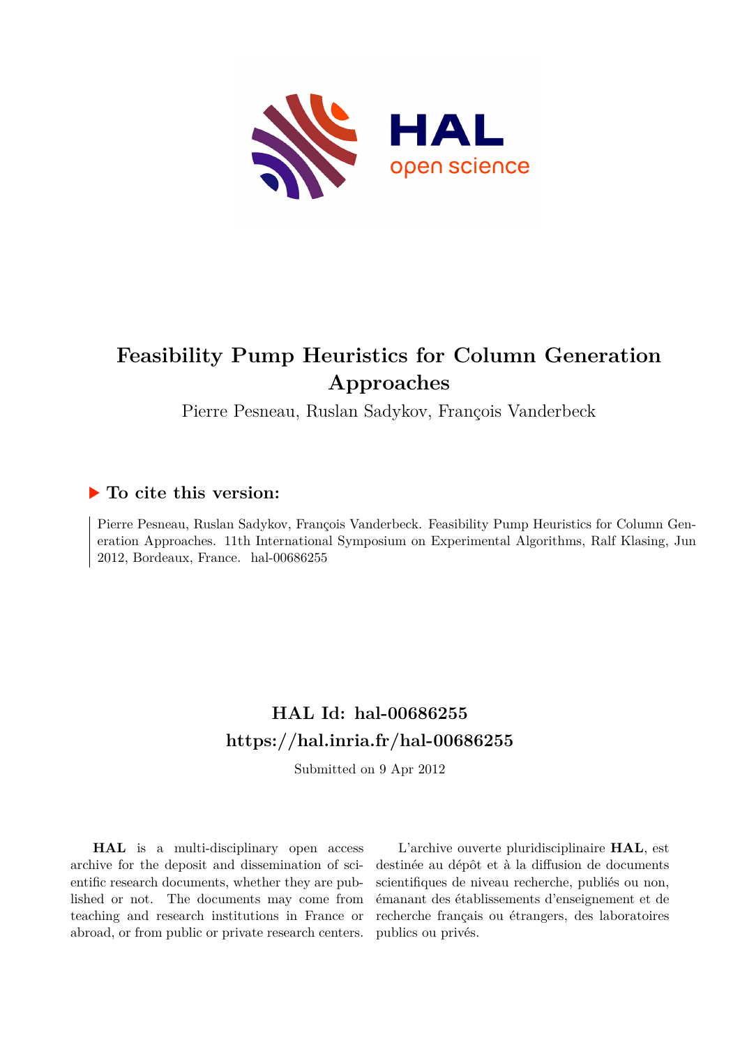# Feasibility Pump Heuristics for Column Generation Approaches

Pierre Pesneau, Ruslan Sadykov, François Vanderbeck

## ▶ To cite this version:

Pierre Pesneau, Ruslan Sadykov, François Vanderbeck. Feasibility Pump Heuristics for Column Generation Approaches. 11th International Symposium on Experimental Algorithms, Ralf Klasing, Jun 2012, Bordeaux, France. hal-00686255

## HAL Id: hal-00686255

## https://hal.inria.fr/hal-00686255

Submitted on 9 Apr 2012

**HAL** is a multi-disciplinary open access archive for the deposit and dissemination of scientific research documents, whether they are published or not. The documents may come from teaching and research institutions in France or abroad, or from public or private research centers.

L'archive ouverte pluridisciplinaire **HAL**, est destinée au dépôt et à la diffusion de documents scientifiques de niveau recherche, publiés ou non, émanant des établissements d'enseignement et de recherche français ou étrangers, des laboratoires publics ou privés.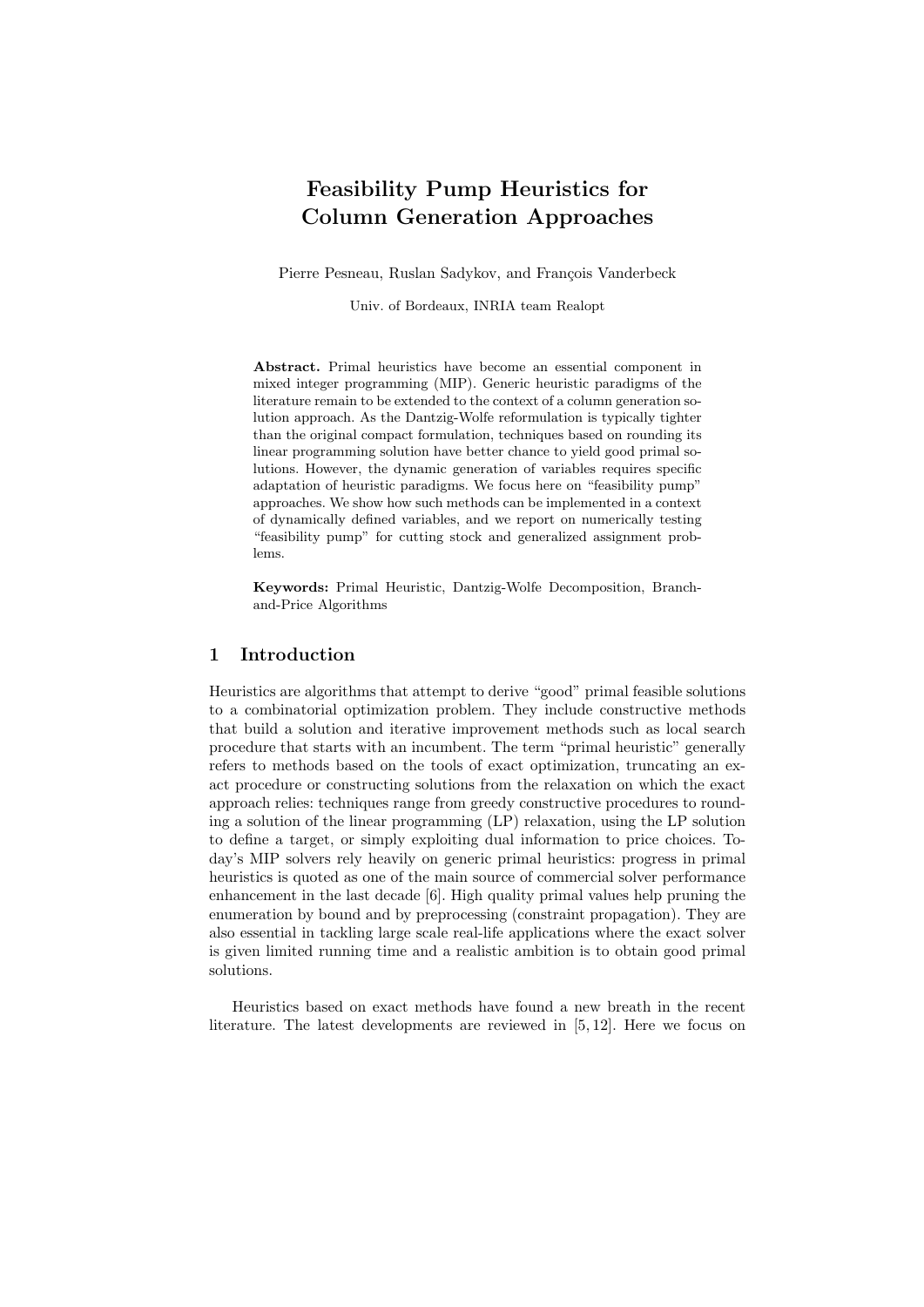# Feasibility Pump Heuristics for Column Generation Approaches

Pierre Pesneau, Ruslan Sadykov, and François Vanderbeck

Univ. of Bordeaux, INRIA team Realopt

**Abstract.** Primal heuristics have become an essential component in mixed integer programming (MIP). Generic heuristic paradigms of the literature remain to be extended to the context of a column generation solution approach. As the Dantzig-Wolfe reformulation is typically tighter than the original compact formulation, techniques based on rounding its linear programming solution have better chance to yield good primal solutions. However, the dynamic generation of variables requires specific adaptation of heuristic paradigms. We focus here on "feasibility pump" approaches. We show how such methods can be implemented in a context of dynamically defined variables, and we report on numerically testing "feasibility pump" for cutting stock and generalized assignment problems.

**Keywords:** Primal Heuristic, Dantzig-Wolfe Decomposition, Branch-and-Price Algorithms

## 1 Introduction

Heuristics are algorithms that attempt to derive "good" primal feasible solutions to a combinatorial optimization problem. They include constructive methods that build a solution and iterative improvement methods such as local search procedure that starts with an incumbent. The term "primal heuristic" generally refers to methods based on the tools of exact optimization, truncating an exact procedure or constructing solutions from the relaxation on which the exact approach relies: techniques range from greedy constructive procedures to rounding a solution of the linear programming (LP) relaxation, using the LP solution to define a target, or simply exploiting dual information to price choices. Today's MIP solvers rely heavily on generic primal heuristics: progress in primal heuristics is quoted as one of the main source of commercial solver performance enhancement in the last decade [6]. High quality primal values help pruning the enumeration by bound and by preprocessing (constraint propagation). They are also essential in tackling large scale real-life applications where the exact solver is given limited running time and a realistic ambition is to obtain good primal solutions.

Heuristics based on exact methods have found a new breath in the recent literature. The latest developments are reviewed in [5, 12]. Here we focus on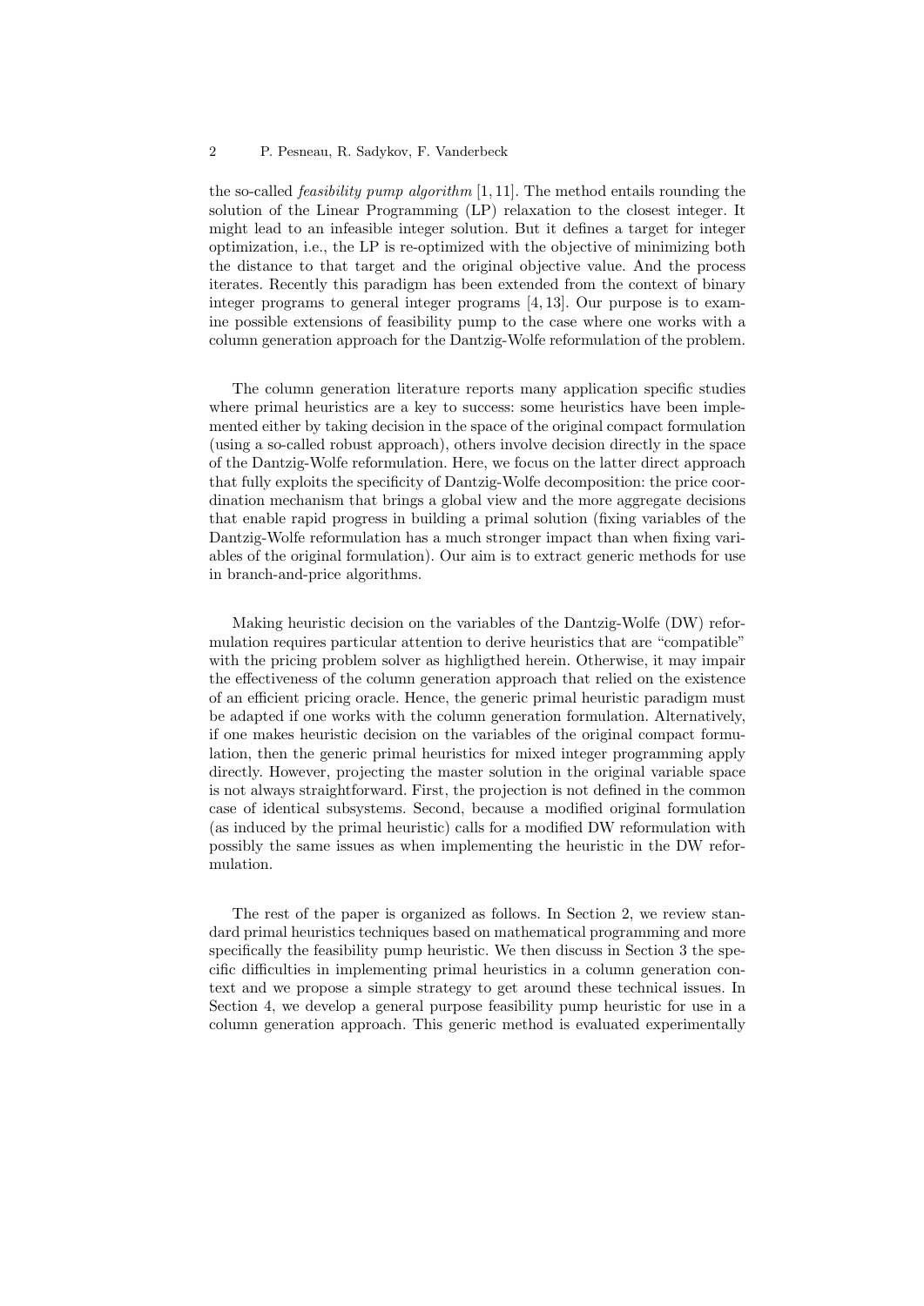the so-called *feasibility pump algorithm* [1, 11]. The method entails rounding the solution of the Linear Programming (LP) relaxation to the closest integer. It might lead to an infeasible integer solution. But it defines a target for integer optimization, i.e., the LP is re-optimized with the objective of minimizing both the distance to that target and the original objective value. And the process iterates. Recently this paradigm has been extended from the context of binary integer programs to general integer programs [4, 13]. Our purpose is to examine possible extensions of feasibility pump to the case where one works with a column generation approach for the Dantzig-Wolfe reformulation of the problem.

The column generation literature reports many application specific studies where primal heuristics are a key to success: some heuristics have been implemented either by taking decision in the space of the original compact formulation (using a so-called robust approach), others involve decision directly in the space of the Dantzig-Wolfe reformulation. Here, we focus on the latter direct approach that fully exploits the specificity of Dantzig-Wolfe decomposition: the price coordination mechanism that brings a global view and the more aggregate decisions that enable rapid progress in building a primal solution (fixing variables of the Dantzig-Wolfe reformulation has a much stronger impact than when fixing variables of the original formulation). Our aim is to extract generic methods for use in branch-and-price algorithms.

Making heuristic decision on the variables of the Dantzig-Wolfe (DW) reformulation requires particular attention to derive heuristics that are "compatible" with the pricing problem solver as highligthed herein. Otherwise, it may impair the effectiveness of the column generation approach that relied on the existence of an efficient pricing oracle. Hence, the generic primal heuristic paradigm must be adapted if one works with the column generation formulation. Alternatively, if one makes heuristic decision on the variables of the original compact formulation, then the generic primal heuristics for mixed integer programming apply directly. However, projecting the master solution in the original variable space is not always straightforward. First, the projection is not defined in the common case of identical subsystems. Second, because a modified original formulation (as induced by the primal heuristic) calls for a modified DW reformulation with possibly the same issues as when implementing the heuristic in the DW reformulation.

The rest of the paper is organized as follows. In Section 2, we review standard primal heuristics techniques based on mathematical programming and more specifically the feasibility pump heuristic. We then discuss in Section 3 the specific difficulties in implementing primal heuristics in a column generation context and we propose a simple strategy to get around these technical issues. In Section 4, we develop a general purpose feasibility pump heuristic for use in a column generation approach. This generic method is evaluated experimentally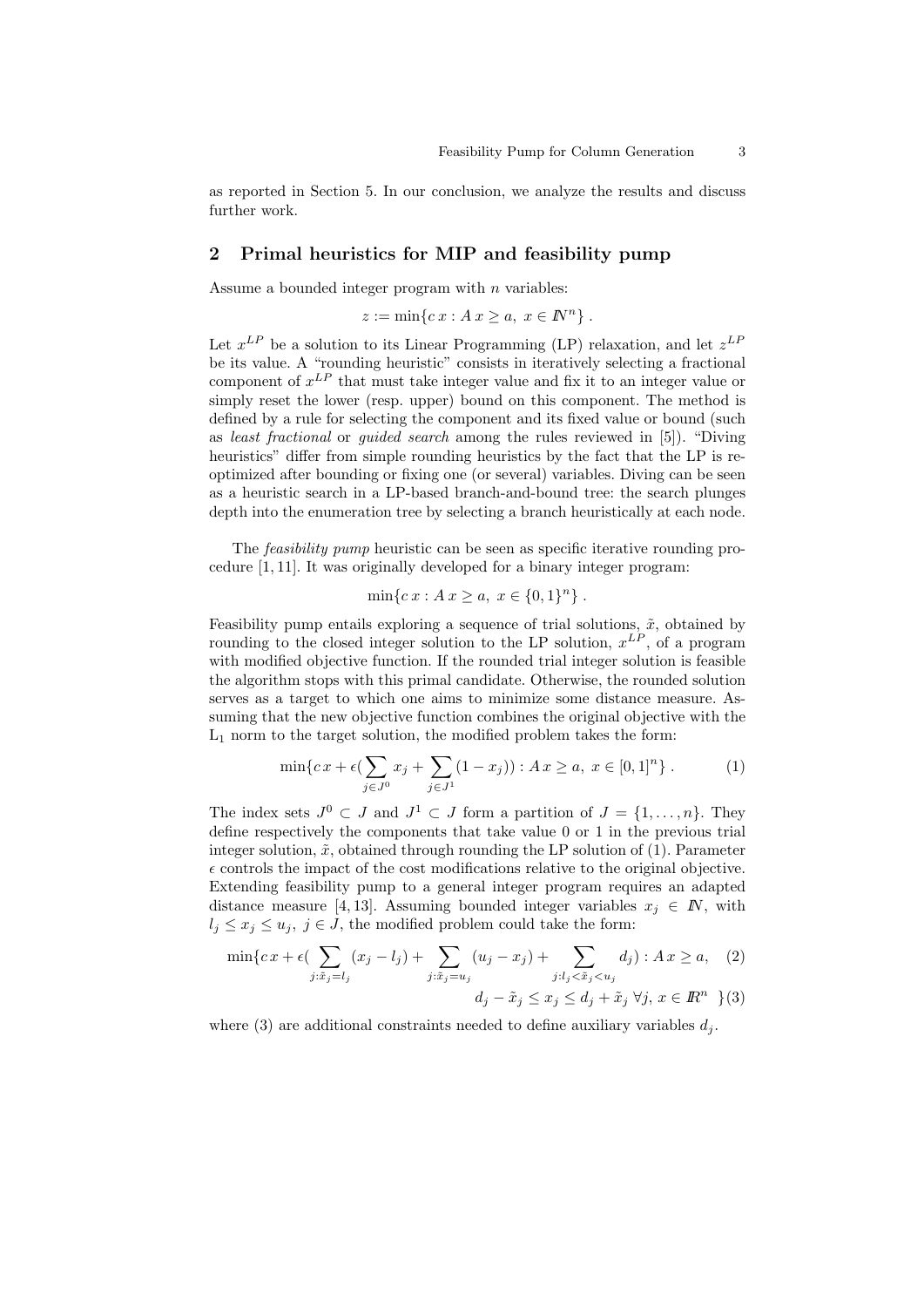as reported in Section 5. In our conclusion, we analyze the results and discuss further work.

## 2 Primal heuristics for MIP and feasibility pump

Assume a bounded integer program with $n$ variables:

$$z := \min\{c\,x : A\,x \geq a,\ x \in \mathbb{N}^n\}\ .$$

Let $x^{LP}$ be a solution to its Linear Programming (LP) relaxation, and let $z^{LP}$ be its value. A "rounding heuristic" consists in iteratively selecting a fractional component of $x^{LP}$ that must take integer value and fix it to an integer value or simply reset the lower (resp. upper) bound on this component. The method is defined by a rule for selecting the component and its fixed value or bound (such as *least fractional* or *guided search* among the rules reviewed in [5]). "Diving heuristics" differ from simple rounding heuristics by the fact that the LP is re-optimized after bounding or fixing one (or several) variables. Diving can be seen as a heuristic search in a LP-based branch-and-bound tree: the search plunges depth into the enumeration tree by selecting a branch heuristically at each node.

The *feasibility pump* heuristic can be seen as specific iterative rounding procedure [1, 11]. It was originally developed for a binary integer program:

$$\min\{c\,x : A\,x \geq a,\ x \in \{0,1\}^n\}\ .$$

Feasibility pump entails exploring a sequence of trial solutions, $\tilde{x}$, obtained by rounding to the closed integer solution to the LP solution, $x^{LP}$, of a program with modified objective function. If the rounded trial integer solution is feasible the algorithm stops with this primal candidate. Otherwise, the rounded solution serves as a target to which one aims to minimize some distance measure. Assuming that the new objective function combines the original objective with the $\mathrm{L}_1$ norm to the target solution, the modified problem takes the form:

$$\min\{c\,x + \epsilon(\sum_{j\in J^0} x_j + \sum_{j\in J^1}(1-x_j)) : A\,x \geq a,\ x \in [0,1]^n\}\ . \tag{1}$$

The index sets $J^0 \subset J$ and $J^1 \subset J$ form a partition of $J = \{1,\ldots,n\}$. They define respectively the components that take value 0 or 1 in the previous trial integer solution, $\tilde{x}$, obtained through rounding the LP solution of (1). Parameter $\epsilon$ controls the impact of the cost modifications relative to the original objective. Extending feasibility pump to a general integer program requires an adapted distance measure [4, 13]. Assuming bounded integer variables $x_j \in \mathbb{N}$, with $l_j \leq x_j \leq u_j$, $j \in J$, the modified problem could take the form:

$$\min\{c\,x + \epsilon(\sum_{j:\tilde{x}_j = l_j}(x_j - l_j) + \sum_{j:\tilde{x}_j = u_j}(u_j - x_j) + \sum_{j:l_j<\tilde{x}_j<u_j} d_j) : A\,x \geq a, \tag{2}$$

$$d_j - \tilde{x}_j \leq x_j \leq d_j + \tilde{x}_j\ \forall j,\ x \in \mathbb{R}^n\ \} \tag{3}$$

where (3) are additional constraints needed to define auxiliary variables $d_j$.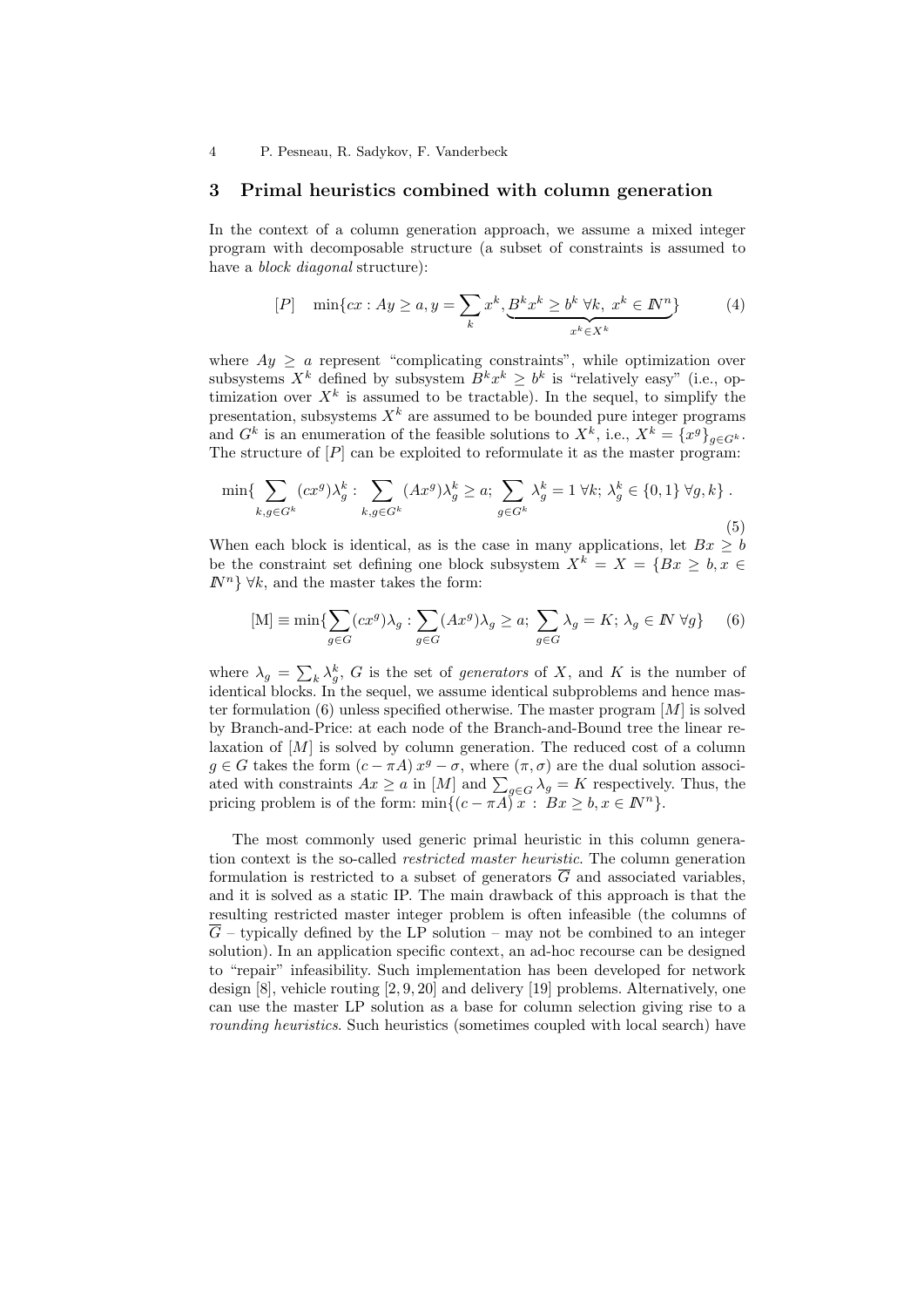## 3 Primal heuristics combined with column generation

In the context of a column generation approach, we assume a mixed integer program with decomposable structure (a subset of constraints is assumed to have a *block diagonal* structure):

$$[P] \quad \min\{cx : Ay \geq a, y = \sum_k x^k, \underbrace{B^k x^k \geq b^k \;\forall k,\; x^k \in \mathbb{N}^n}_{x^k \in X^k}\} \tag{4}$$

where $Ay \geq a$ represent "complicating constraints", while optimization over subsystems $X^k$ defined by subsystem $B^k x^k \geq b^k$ is "relatively easy" (i.e., optimization over $X^k$ is assumed to be tractable). In the sequel, to simplify the presentation, subsystems $X^k$ are assumed to be bounded pure integer programs and $G^k$ is an enumeration of the feasible solutions to $X^k$, i.e., $X^k = \{x^g\}_{g \in G^k}$. The structure of $[P]$ can be exploited to reformulate it as the master program:

$$\min\{\sum_{k, g \in G^k} (cx^g)\lambda_g^k : \sum_{k, g \in G^k} (Ax^g)\lambda_g^k \geq a;\; \sum_{g \in G^k} \lambda_g^k = 1 \;\forall k;\; \lambda_g^k \in \{0,1\} \;\forall g, k\} \;. \tag{5}$$

When each block is identical, as is the case in many applications, let $Bx \geq b$ be the constraint set defining one block subsystem $X^k = X = \{Bx \geq b, x \in \mathbb{N}^n\}$ $\forall k$, and the master takes the form:

$$[\mathrm{M}] \equiv \min\{\sum_{g \in G} (cx^g)\lambda_g : \sum_{g \in G} (Ax^g)\lambda_g \geq a;\; \sum_{g \in G} \lambda_g = K;\; \lambda_g \in \mathbb{N} \;\forall g\} \tag{6}$$

where $\lambda_g = \sum_k \lambda_g^k$, $G$ is the set of *generators* of $X$, and $K$ is the number of identical blocks. In the sequel, we assume identical subproblems and hence master formulation (6) unless specified otherwise. The master program $[M]$ is solved by Branch-and-Price: at each node of the Branch-and-Bound tree the linear relaxation of $[M]$ is solved by column generation. The reduced cost of a column $g \in G$ takes the form $(c - \pi A)\, x^g - \sigma$, where $(\pi, \sigma)$ are the dual solution associated with constraints $Ax \geq a$ in $[M]$ and $\sum_{g \in G} \lambda_g = K$ respectively. Thus, the pricing problem is of the form: $\min\{(c - \pi A)\, x \;:\; Bx \geq b, x \in \mathbb{N}^n\}$.

The most commonly used generic primal heuristic in this column generation context is the so-called *restricted master heuristic*. The column generation formulation is restricted to a subset of generators $\overline{G}$ and associated variables, and it is solved as a static IP. The main drawback of this approach is that the resulting restricted master integer problem is often infeasible (the columns of $\overline{G}$ – typically defined by the LP solution – may not be combined to an integer solution). In an application specific context, an ad-hoc recourse can be designed to "repair" infeasibility. Such implementation has been developed for network design [8], vehicle routing [2, 9, 20] and delivery [19] problems. Alternatively, one can use the master LP solution as a base for column selection giving rise to a *rounding heuristics*. Such heuristics (sometimes coupled with local search) have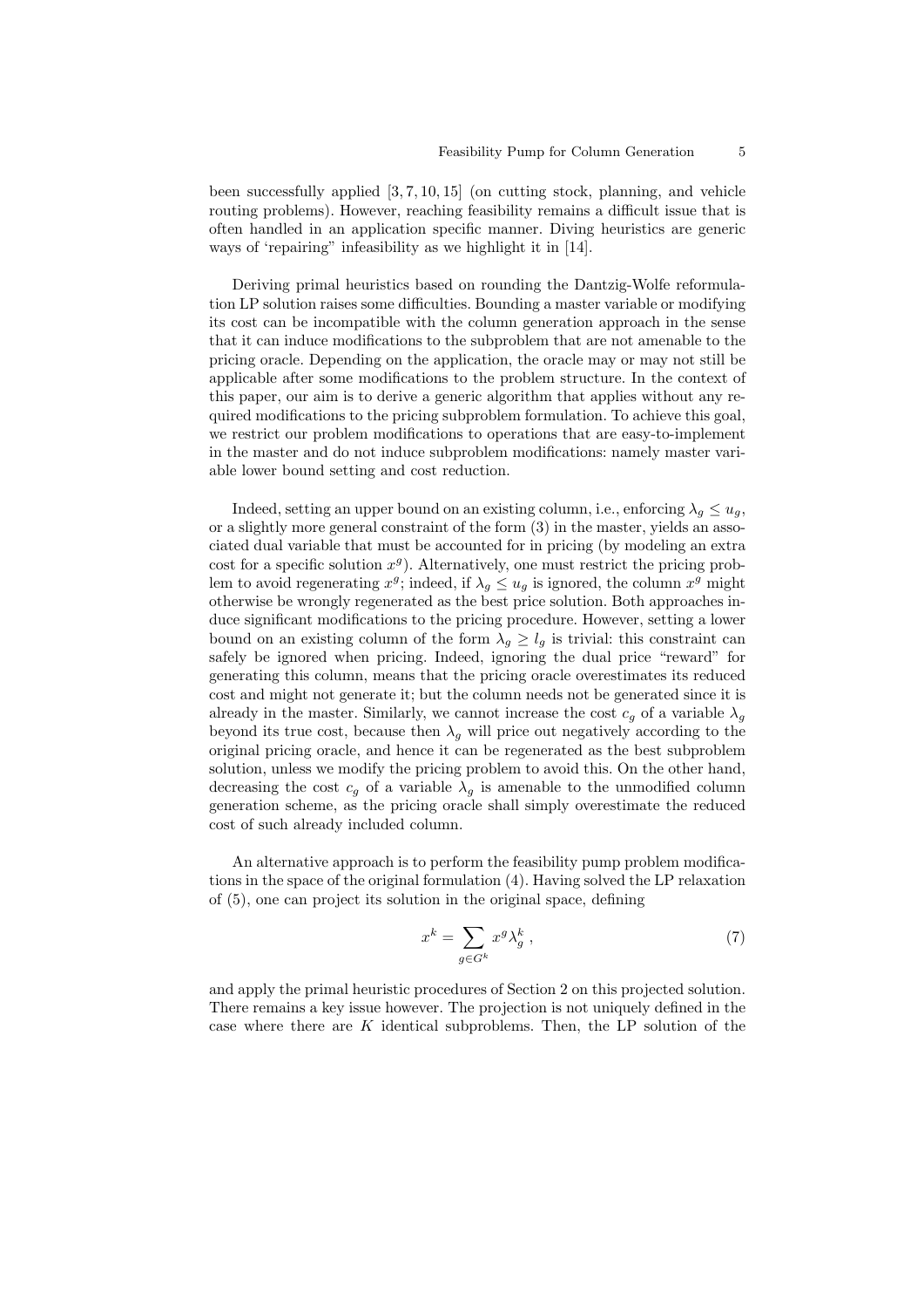been successfully applied [3, 7, 10, 15] (on cutting stock, planning, and vehicle routing problems). However, reaching feasibility remains a difficult issue that is often handled in an application specific manner. Diving heuristics are generic ways of 'repairing" infeasibility as we highlight it in [14].

Deriving primal heuristics based on rounding the Dantzig-Wolfe reformulation LP solution raises some difficulties. Bounding a master variable or modifying its cost can be incompatible with the column generation approach in the sense that it can induce modifications to the subproblem that are not amenable to the pricing oracle. Depending on the application, the oracle may or may not still be applicable after some modifications to the problem structure. In the context of this paper, our aim is to derive a generic algorithm that applies without any required modifications to the pricing subproblem formulation. To achieve this goal, we restrict our problem modifications to operations that are easy-to-implement in the master and do not induce subproblem modifications: namely master variable lower bound setting and cost reduction.

Indeed, setting an upper bound on an existing column, i.e., enforcing $\lambda_g \leq u_g$, or a slightly more general constraint of the form (3) in the master, yields an associated dual variable that must be accounted for in pricing (by modeling an extra cost for a specific solution $x^g$). Alternatively, one must restrict the pricing problem to avoid regenerating $x^g$; indeed, if $\lambda_g \leq u_g$ is ignored, the column $x^g$ might otherwise be wrongly regenerated as the best price solution. Both approaches induce significant modifications to the pricing procedure. However, setting a lower bound on an existing column of the form $\lambda_g \geq l_g$ is trivial: this constraint can safely be ignored when pricing. Indeed, ignoring the dual price "reward" for generating this column, means that the pricing oracle overestimates its reduced cost and might not generate it; but the column needs not be generated since it is already in the master. Similarly, we cannot increase the cost $c_g$ of a variable $\lambda_g$ beyond its true cost, because then $\lambda_g$ will price out negatively according to the original pricing oracle, and hence it can be regenerated as the best subproblem solution, unless we modify the pricing problem to avoid this. On the other hand, decreasing the cost $c_g$ of a variable $\lambda_g$ is amenable to the unmodified column generation scheme, as the pricing oracle shall simply overestimate the reduced cost of such already included column.

An alternative approach is to perform the feasibility pump problem modifications in the space of the original formulation (4). Having solved the LP relaxation of (5), one can project its solution in the original space, defining

$$x^k = \sum_{g \in G^k} x^g \lambda_g^k \,, \tag{7}$$

and apply the primal heuristic procedures of Section 2 on this projected solution. There remains a key issue however. The projection is not uniquely defined in the case where there are $K$ identical subproblems. Then, the LP solution of the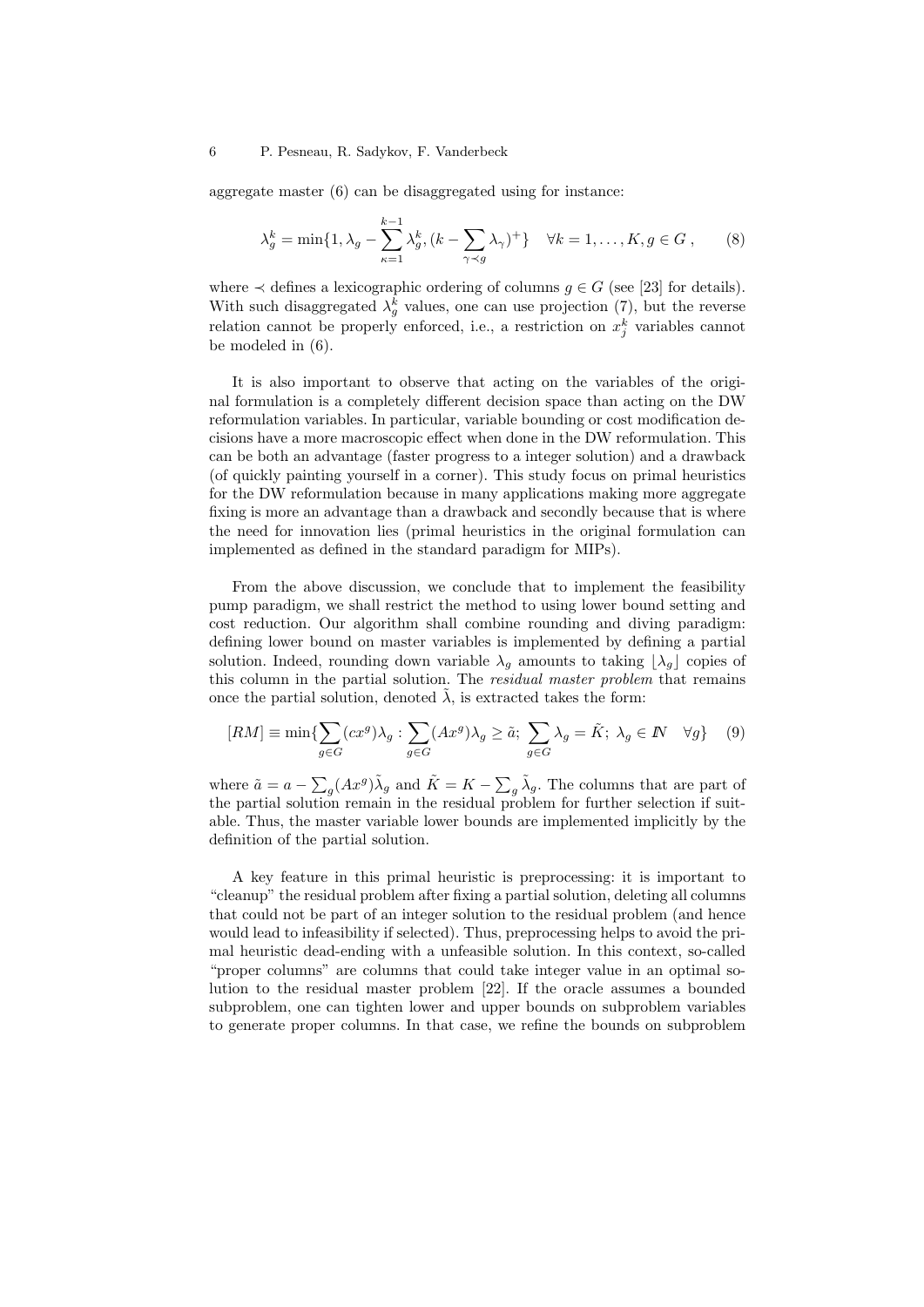aggregate master (6) can be disaggregated using for instance:

$$\lambda_g^k = \min\{1, \lambda_g - \sum_{\kappa=1}^{k-1} \lambda_g^k, (k - \sum_{\gamma \prec g} \lambda_\gamma)^+\} \quad \forall k = 1, \ldots, K, g \in G \,, \tag{8}$$

where $\prec$ defines a lexicographic ordering of columns $g \in G$ (see [23] for details). With such disaggregated $\lambda_g^k$ values, one can use projection (7), but the reverse relation cannot be properly enforced, i.e., a restriction on $x_j^k$ variables cannot be modeled in (6).

It is also important to observe that acting on the variables of the original formulation is a completely different decision space than acting on the DW reformulation variables. In particular, variable bounding or cost modification decisions have a more macroscopic effect when done in the DW reformulation. This can be both an advantage (faster progress to a integer solution) and a drawback (of quickly painting yourself in a corner). This study focus on primal heuristics for the DW reformulation because in many applications making more aggregate fixing is more an advantage than a drawback and secondly because that is where the need for innovation lies (primal heuristics in the original formulation can implemented as defined in the standard paradigm for MIPs).

From the above discussion, we conclude that to implement the feasibility pump paradigm, we shall restrict the method to using lower bound setting and cost reduction. Our algorithm shall combine rounding and diving paradigm: defining lower bound on master variables is implemented by defining a partial solution. Indeed, rounding down variable $\lambda_g$ amounts to taking $\lfloor \lambda_g \rfloor$ copies of this column in the partial solution. The *residual master problem* that remains once the partial solution, denoted $\tilde{\lambda}$, is extracted takes the form:

$$[RM] \equiv \min\{\sum_{g \in G} (cx^g)\lambda_g : \sum_{g \in G} (Ax^g)\lambda_g \geq \tilde{a}; \; \sum_{g \in G} \lambda_g = \tilde{K}; \; \lambda_g \in I\!N \quad \forall g\} \tag{9}$$

where $\tilde{a} = a - \sum_g (Ax^g)\tilde{\lambda}_g$ and $\tilde{K} = K - \sum_g \tilde{\lambda}_g$. The columns that are part of the partial solution remain in the residual problem for further selection if suitable. Thus, the master variable lower bounds are implemented implicitly by the definition of the partial solution.

A key feature in this primal heuristic is preprocessing: it is important to "cleanup" the residual problem after fixing a partial solution, deleting all columns that could not be part of an integer solution to the residual problem (and hence would lead to infeasibility if selected). Thus, preprocessing helps to avoid the primal heuristic dead-ending with a unfeasible solution. In this context, so-called "proper columns" are columns that could take integer value in an optimal solution to the residual master problem [22]. If the oracle assumes a bounded subproblem, one can tighten lower and upper bounds on subproblem variables to generate proper columns. In that case, we refine the bounds on subproblem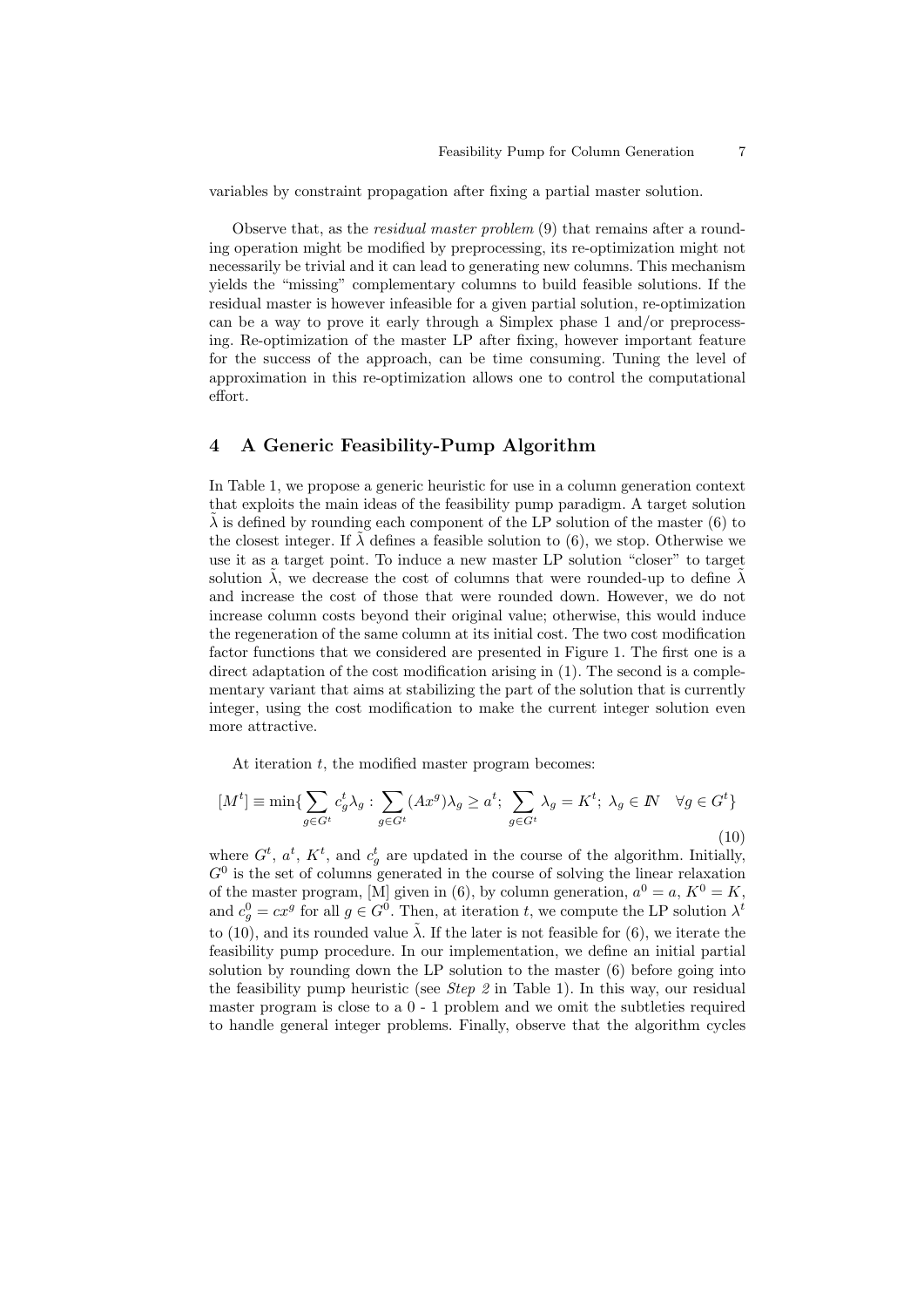variables by constraint propagation after fixing a partial master solution.

Observe that, as the *residual master problem* (9) that remains after a rounding operation might be modified by preprocessing, its re-optimization might not necessarily be trivial and it can lead to generating new columns. This mechanism yields the "missing" complementary columns to build feasible solutions. If the residual master is however infeasible for a given partial solution, re-optimization can be a way to prove it early through a Simplex phase 1 and/or preprocessing. Re-optimization of the master LP after fixing, however important feature for the success of the approach, can be time consuming. Tuning the level of approximation in this re-optimization allows one to control the computational effort.

## 4 A Generic Feasibility-Pump Algorithm

In Table 1, we propose a generic heuristic for use in a column generation context that exploits the main ideas of the feasibility pump paradigm. A target solution $\tilde{\lambda}$ is defined by rounding each component of the LP solution of the master (6) to the closest integer. If $\tilde{\lambda}$ defines a feasible solution to (6), we stop. Otherwise we use it as a target point. To induce a new master LP solution "closer" to target solution $\tilde{\lambda}$, we decrease the cost of columns that were rounded-up to define $\tilde{\lambda}$ and increase the cost of those that were rounded down. However, we do not increase column costs beyond their original value; otherwise, this would induce the regeneration of the same column at its initial cost. The two cost modification factor functions that we considered are presented in Figure 1. The first one is a direct adaptation of the cost modification arising in (1). The second is a complementary variant that aims at stabilizing the part of the solution that is currently integer, using the cost modification to make the current integer solution even more attractive.

At iteration $t$, the modified master program becomes:

$$[M^t] \equiv \min\{\sum_{g \in G^t} c_g^t \lambda_g : \sum_{g \in G^t} (Ax^g)\lambda_g \geq a^t;\ \sum_{g \in G^t} \lambda_g = K^t;\ \lambda_g \in I\!N \quad \forall g \in G^t\} \tag{10}$$

where $G^t$, $a^t$, $K^t$, and $c_g^t$ are updated in the course of the algorithm. Initially, $G^0$ is the set of columns generated in the course of solving the linear relaxation of the master program, [M] given in (6), by column generation, $a^0 = a$, $K^0 = K$, and $c_g^0 = cx^g$ for all $g \in G^0$. Then, at iteration $t$, we compute the LP solution $\lambda^t$ to (10), and its rounded value $\tilde{\lambda}$. If the later is not feasible for (6), we iterate the feasibility pump procedure. In our implementation, we define an initial partial solution by rounding down the LP solution to the master (6) before going into the feasibility pump heuristic (see *Step 2* in Table 1). In this way, our residual master program is close to a 0 - 1 problem and we omit the subtleties required to handle general integer problems. Finally, observe that the algorithm cycles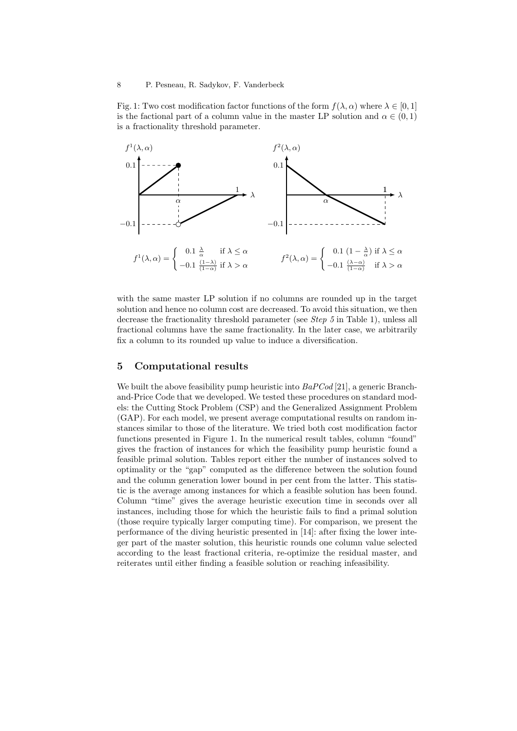Fig. 1: Two cost modification factor functions of the form $f(\lambda, \alpha)$ where $\lambda \in [0, 1]$ is the factional part of a column value in the master LP solution and $\alpha \in (0, 1)$ is a fractionality threshold parameter.

$$f^1(\lambda, \alpha) = \begin{cases} 0.1\ \frac{\lambda}{\alpha} & \text{if } \lambda \leq \alpha \\ -0.1\ \frac{(1-\lambda)}{(1-\alpha)} & \text{if } \lambda > \alpha \end{cases} \qquad f^2(\lambda, \alpha) = \begin{cases} 0.1\ (1 - \frac{\lambda}{\alpha}) & \text{if } \lambda \leq \alpha \\ -0.1\ \frac{(\lambda-\alpha)}{(1-\alpha)} & \text{if } \lambda > \alpha \end{cases}$$

with the same master LP solution if no columns are rounded up in the target solution and hence no column cost are decreased. To avoid this situation, we then decrease the fractionality threshold parameter (see *Step 5* in Table 1), unless all fractional columns have the same fractionality. In the later case, we arbitrarily fix a column to its rounded up value to induce a diversification.

## 5 Computational results

We built the above feasibility pump heuristic into *BaPCod* [21], a generic Branch-and-Price Code that we developed. We tested these procedures on standard models: the Cutting Stock Problem (CSP) and the Generalized Assignment Problem (GAP). For each model, we present average computational results on random instances similar to those of the literature. We tried both cost modification factor functions presented in Figure 1. In the numerical result tables, column "found" gives the fraction of instances for which the feasibility pump heuristic found a feasible primal solution. Tables report either the number of instances solved to optimality or the "gap" computed as the difference between the solution found and the column generation lower bound in per cent from the latter. This statistic is the average among instances for which a feasible solution has been found. Column "time" gives the average heuristic execution time in seconds over all instances, including those for which the heuristic fails to find a primal solution (those require typically larger computing time). For comparison, we present the performance of the diving heuristic presented in [14]: after fixing the lower integer part of the master solution, this heuristic rounds one column value selected according to the least fractional criteria, re-optimize the residual master, and reiterates until either finding a feasible solution or reaching infeasibility.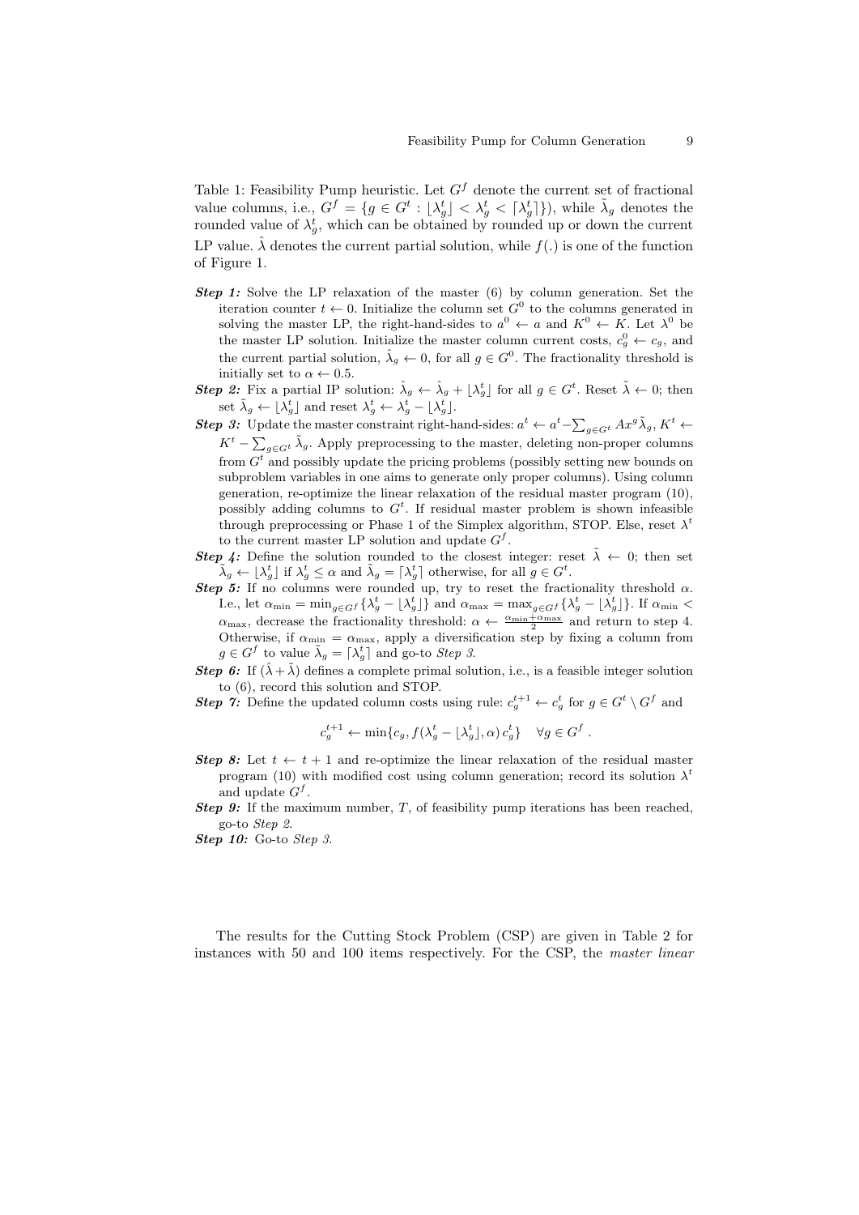Table 1: Feasibility Pump heuristic. Let $G^f$ denote the current set of fractional value columns, i.e., $G^f = \{g \in G^t : \lfloor \lambda_g^t \rfloor < \lambda_g^t < \lceil \lambda_g^t \rceil \})$, while $\tilde{\lambda}_g$ denotes the rounded value of $\lambda_g^t$, which can be obtained by rounded up or down the current LP value. $\hat{\lambda}$ denotes the current partial solution, while $f(.)$ is one of the function of Figure 1.

- ***Step 1:*** Solve the LP relaxation of the master (6) by column generation. Set the iteration counter $t \leftarrow 0$. Initialize the column set $G^0$ to the columns generated in solving the master LP, the right-hand-sides to $a^0 \leftarrow a$ and $K^0 \leftarrow K$. Let $\lambda^0$ be the master LP solution. Initialize the master column current costs, $c_g^0 \leftarrow c_g$, and the current partial solution, $\hat{\lambda}_g \leftarrow 0$, for all $g \in G^0$. The fractionality threshold is initially set to $\alpha \leftarrow 0.5$.
- ***Step 2:*** Fix a partial IP solution: $\hat{\lambda}_g \leftarrow \hat{\lambda}_g + \lfloor \lambda_g^t \rfloor$ for all $g \in G^t$. Reset $\tilde{\lambda} \leftarrow 0$; then set $\tilde{\lambda}_g \leftarrow \lfloor \lambda_g^t \rfloor$ and reset $\lambda_g^t \leftarrow \lambda_g^t - \lfloor \lambda_g^t \rfloor$.
- ***Step 3:*** Update the master constraint right-hand-sides: $a^t \leftarrow a^t - \sum_{g \in G^t} A x^g \tilde{\lambda}_g$, $K^t \leftarrow K^t - \sum_{g \in G^t} \tilde{\lambda}_g$. Apply preprocessing to the master, deleting non-proper columns from $G^t$ and possibly update the pricing problems (possibly setting new bounds on subproblem variables in one aims to generate only proper columns). Using column generation, re-optimize the linear relaxation of the residual master program (10), possibly adding columns to $G^t$. If residual master problem is shown infeasible through preprocessing or Phase 1 of the Simplex algorithm, STOP. Else, reset $\lambda^t$ to the current master LP solution and update $G^f$.
- ***Step 4:*** Define the solution rounded to the closest integer: reset $\tilde{\lambda} \leftarrow 0$; then set $\tilde{\lambda}_g \leftarrow \lfloor \lambda_g^t \rfloor$ if $\lambda_g^t \leq \alpha$ and $\tilde{\lambda}_g = \lceil \lambda_g^t \rceil$ otherwise, for all $g \in G^t$.
- ***Step 5:*** If no columns were rounded up, try to reset the fractionality threshold $\alpha$. I.e., let $\alpha_{\min} = \min_{g \in G^f} \{\lambda_g^t - \lfloor \lambda_g^t \rfloor\}$ and $\alpha_{\max} = \max_{g \in G^f} \{\lambda_g^t - \lfloor \lambda_g^t \rfloor\}$. If $\alpha_{\min} < \alpha_{\max}$, decrease the fractionality threshold: $\alpha \leftarrow \frac{\alpha_{\min} + \alpha_{\max}}{2}$ and return to step 4. Otherwise, if $\alpha_{\min} = \alpha_{\max}$, apply a diversification step by fixing a column from $g \in G^f$ to value $\tilde{\lambda}_g = \lceil \lambda_g^t \rceil$ and go-to *Step 3*.
- ***Step 6:*** If $(\hat{\lambda} + \tilde{\lambda})$ defines a complete primal solution, i.e., is a feasible integer solution to (6), record this solution and STOP.
- ***Step 7:*** Define the updated column costs using rule: $c_g^{t+1} \leftarrow c_g^t$ for $g \in G^t \setminus G^f$ and

$$c_g^{t+1} \leftarrow \min\{c_g, f(\lambda_g^t - \lfloor \lambda_g^t \rfloor, \alpha)\, c_g^t\} \quad \forall g \in G^f \, .$$

- ***Step 8:*** Let $t \leftarrow t + 1$ and re-optimize the linear relaxation of the residual master program (10) with modified cost using column generation; record its solution $\lambda^t$ and update $G^f$.
- ***Step 9:*** If the maximum number, $T$, of feasibility pump iterations has been reached, go-to *Step 2*.
- ***Step 10:*** Go-to *Step 3*.

The results for the Cutting Stock Problem (CSP) are given in Table 2 for instances with 50 and 100 items respectively. For the CSP, the *master linear*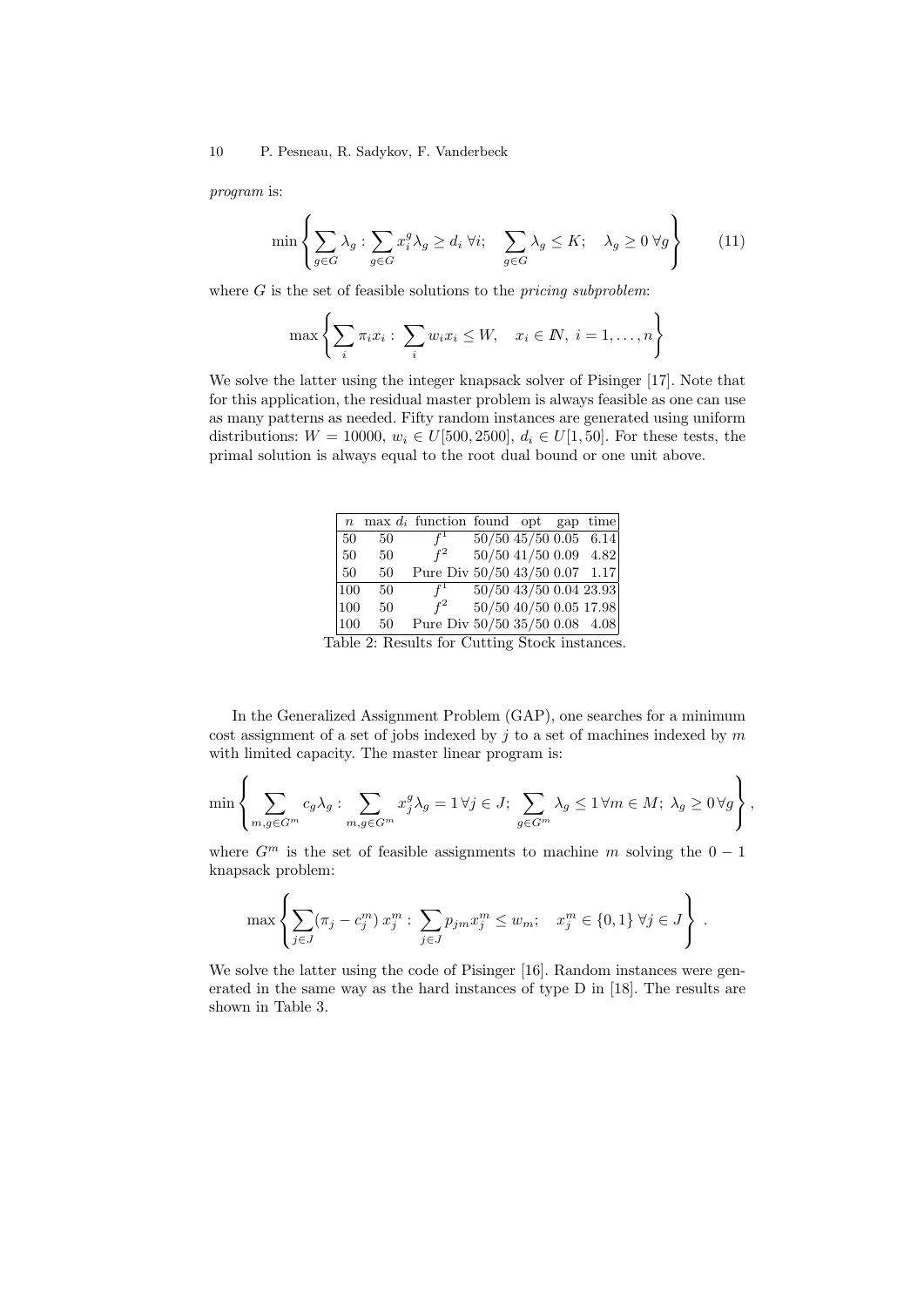*program* is:

$$\min\left\{\sum_{g\in G}\lambda_g : \sum_{g\in G} x_i^g\lambda_g \geq d_i \;\forall i; \quad \sum_{g\in G}\lambda_g \leq K; \quad \lambda_g \geq 0 \;\forall g\right\} \tag{11}$$

where $G$ is the set of feasible solutions to the *pricing subproblem*:

$$\max\left\{\sum_i \pi_i x_i : \sum_i w_i x_i \leq W, \quad x_i \in \mathbb{N},\; i = 1,\ldots,n\right\}$$

We solve the latter using the integer knapsack solver of Pisinger [17]. Note that for this application, the residual master problem is always feasible as one can use as many patterns as needed. Fifty random instances are generated using uniform distributions: $W = 10000$, $w_i \in U[500, 2500]$, $d_i \in U[1, 50]$. For these tests, the primal solution is always equal to the root dual bound or one unit above.

| $n$ | max $d_i$ | function | found | opt | gap | time |
|---|---|---|---|---|---|---|
| 50 | 50 | $f^1$ | 50/50 | 45/50 | 0.05 | 6.14 |
| 50 | 50 | $f^2$ | 50/50 | 41/50 | 0.09 | 4.82 |
| 50 | 50 | Pure Div | 50/50 | 43/50 | 0.07 | 1.17 |
| 100 | 50 | $f^1$ | 50/50 | 43/50 | 0.04 | 23.93 |
| 100 | 50 | $f^2$ | 50/50 | 40/50 | 0.05 | 17.98 |
| 100 | 50 | Pure Div | 50/50 | 35/50 | 0.08 | 4.08 |

Table 2: Results for Cutting Stock instances.

In the Generalized Assignment Problem (GAP), one searches for a minimum cost assignment of a set of jobs indexed by $j$ to a set of machines indexed by $m$ with limited capacity. The master linear program is:

$$\min\left\{\sum_{m,g\in G^m} c_g\lambda_g : \sum_{m,g\in G^m} x_j^g\lambda_g = 1 \,\forall j \in J; \; \sum_{g\in G^m}\lambda_g \leq 1 \,\forall m \in M; \; \lambda_g \geq 0 \,\forall g\right\},$$

where $G^m$ is the set of feasible assignments to machine $m$ solving the $0-1$ knapsack problem:

$$\max\left\{\sum_{j\in J}(\pi_j - c_j^m)\, x_j^m : \sum_{j\in J} p_{jm}x_j^m \leq w_m; \quad x_j^m \in \{0,1\} \;\forall j \in J\right\}.$$

We solve the latter using the code of Pisinger [16]. Random instances were generated in the same way as the hard instances of type D in [18]. The results are shown in Table 3.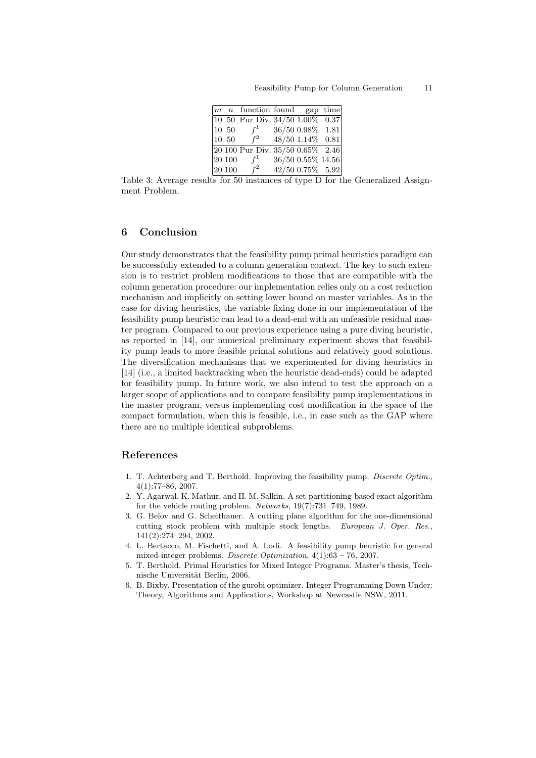| $m$ | $n$ | function | found | gap | time |
|---|---|---|---|---|---|
| 10 | 50 | Pur Div. | 34/50 | 1.00% | 0.37 |
| 10 | 50 | $f^1$ | 36/50 | 0.98% | 1.81 |
| 10 | 50 | $f^2$ | 48/50 | 1.14% | 0.81 |
| 20 | 100 | Pur Div. | 35/50 | 0.65% | 2.46 |
| 20 | 100 | $f^1$ | 36/50 | 0.55% | 14.56 |
| 20 | 100 | $f^2$ | 42/50 | 0.75% | 5.92 |

Table 3: Average results for 50 instances of type D for the Generalized Assignment Problem.

## 6 Conclusion

Our study demonstrates that the feasibility pump primal heuristics paradigm can be successfully extended to a column generation context. The key to such extension is to restrict problem modifications to those that are compatible with the column generation procedure: our implementation relies only on a cost reduction mechanism and implicitly on setting lower bound on master variables. As in the case for diving heuristics, the variable fixing done in our implementation of the feasibility pump heuristic can lead to a dead-end with an unfeasible residual master program. Compared to our previous experience using a pure diving heuristic, as reported in [14], our numerical preliminary experiment shows that feasibility pump leads to more feasible primal solutions and relatively good solutions. The diversification mechanisms that we experimented for diving heuristics in [14] (i.e., a limited backtracking when the heuristic dead-ends) could be adapted for feasibility pump. In future work, we also intend to test the approach on a larger scope of applications and to compare feasibility pump implementations in the master program, versus implementing cost modification in the space of the compact formulation, when this is feasible, i.e., in case such as the GAP where there are no multiple identical subproblems.

## References

1. T. Achterberg and T. Berthold. Improving the feasibility pump. *Discrete Optim.*, 4(1):77–86, 2007.
2. Y. Agarwal, K. Mathur, and H. M. Salkin. A set-partitioning-based exact algorithm for the vehicle routing problem. *Networks*, 19(7):731–749, 1989.
3. G. Belov and G. Scheithauer. A cutting plane algorithm for the one-dimensional cutting stock problem with multiple stock lengths. *European J. Oper. Res.*, 141(2):274–294, 2002.
4. L. Bertacco, M. Fischetti, and A. Lodi. A feasibility pump heuristic for general mixed-integer problems. *Discrete Optimization*, 4(1):63 – 76, 2007.
5. T. Berthold. Primal Heuristics for Mixed Integer Programs. Master's thesis, Technische Universität Berlin, 2006.
6. B. Bixby. Presentation of the gurobi optimizer. Integer Programming Down Under: Theory, Algorithms and Applications, Workshop at Newcastle NSW, 2011.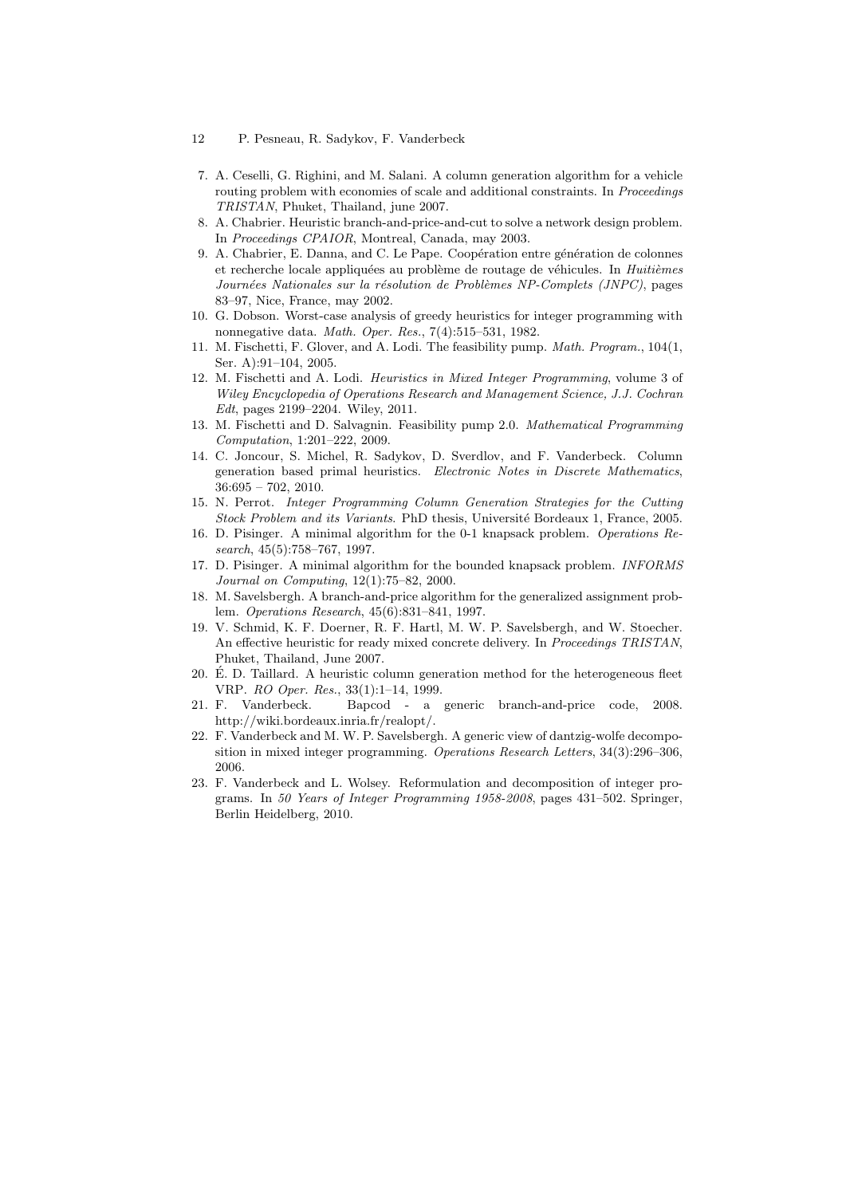7. A. Ceselli, G. Righini, and M. Salani. A column generation algorithm for a vehicle routing problem with economies of scale and additional constraints. In *Proceedings TRISTAN*, Phuket, Thailand, june 2007.
8. A. Chabrier. Heuristic branch-and-price-and-cut to solve a network design problem. In *Proceedings CPAIOR*, Montreal, Canada, may 2003.
9. A. Chabrier, E. Danna, and C. Le Pape. Coopération entre génération de colonnes et recherche locale appliquées au problème de routage de véhicules. In *Huitièmes Journées Nationales sur la résolution de Problèmes NP-Complets (JNPC)*, pages 83–97, Nice, France, may 2002.
10. G. Dobson. Worst-case analysis of greedy heuristics for integer programming with nonnegative data. *Math. Oper. Res.*, 7(4):515–531, 1982.
11. M. Fischetti, F. Glover, and A. Lodi. The feasibility pump. *Math. Program.*, 104(1, Ser. A):91–104, 2005.
12. M. Fischetti and A. Lodi. *Heuristics in Mixed Integer Programming*, volume 3 of *Wiley Encyclopedia of Operations Research and Management Science, J.J. Cochran Edt*, pages 2199–2204. Wiley, 2011.
13. M. Fischetti and D. Salvagnin. Feasibility pump 2.0. *Mathematical Programming Computation*, 1:201–222, 2009.
14. C. Joncour, S. Michel, R. Sadykov, D. Sverdlov, and F. Vanderbeck. Column generation based primal heuristics. *Electronic Notes in Discrete Mathematics*, 36:695 – 702, 2010.
15. N. Perrot. *Integer Programming Column Generation Strategies for the Cutting Stock Problem and its Variants*. PhD thesis, Université Bordeaux 1, France, 2005.
16. D. Pisinger. A minimal algorithm for the 0-1 knapsack problem. *Operations Research*, 45(5):758–767, 1997.
17. D. Pisinger. A minimal algorithm for the bounded knapsack problem. *INFORMS Journal on Computing*, 12(1):75–82, 2000.
18. M. Savelsbergh. A branch-and-price algorithm for the generalized assignment problem. *Operations Research*, 45(6):831–841, 1997.
19. V. Schmid, K. F. Doerner, R. F. Hartl, M. W. P. Savelsbergh, and W. Stoecher. An effective heuristic for ready mixed concrete delivery. In *Proceedings TRISTAN*, Phuket, Thailand, June 2007.
20. É. D. Taillard. A heuristic column generation method for the heterogeneous fleet VRP. *RO Oper. Res.*, 33(1):1–14, 1999.
21. F. Vanderbeck. Bapcod - a generic branch-and-price code, 2008. http://wiki.bordeaux.inria.fr/realopt/.
22. F. Vanderbeck and M. W. P. Savelsbergh. A generic view of dantzig-wolfe decomposition in mixed integer programming. *Operations Research Letters*, 34(3):296–306, 2006.
23. F. Vanderbeck and L. Wolsey. Reformulation and decomposition of integer programs. In *50 Years of Integer Programming 1958-2008*, pages 431–502. Springer, Berlin Heidelberg, 2010.